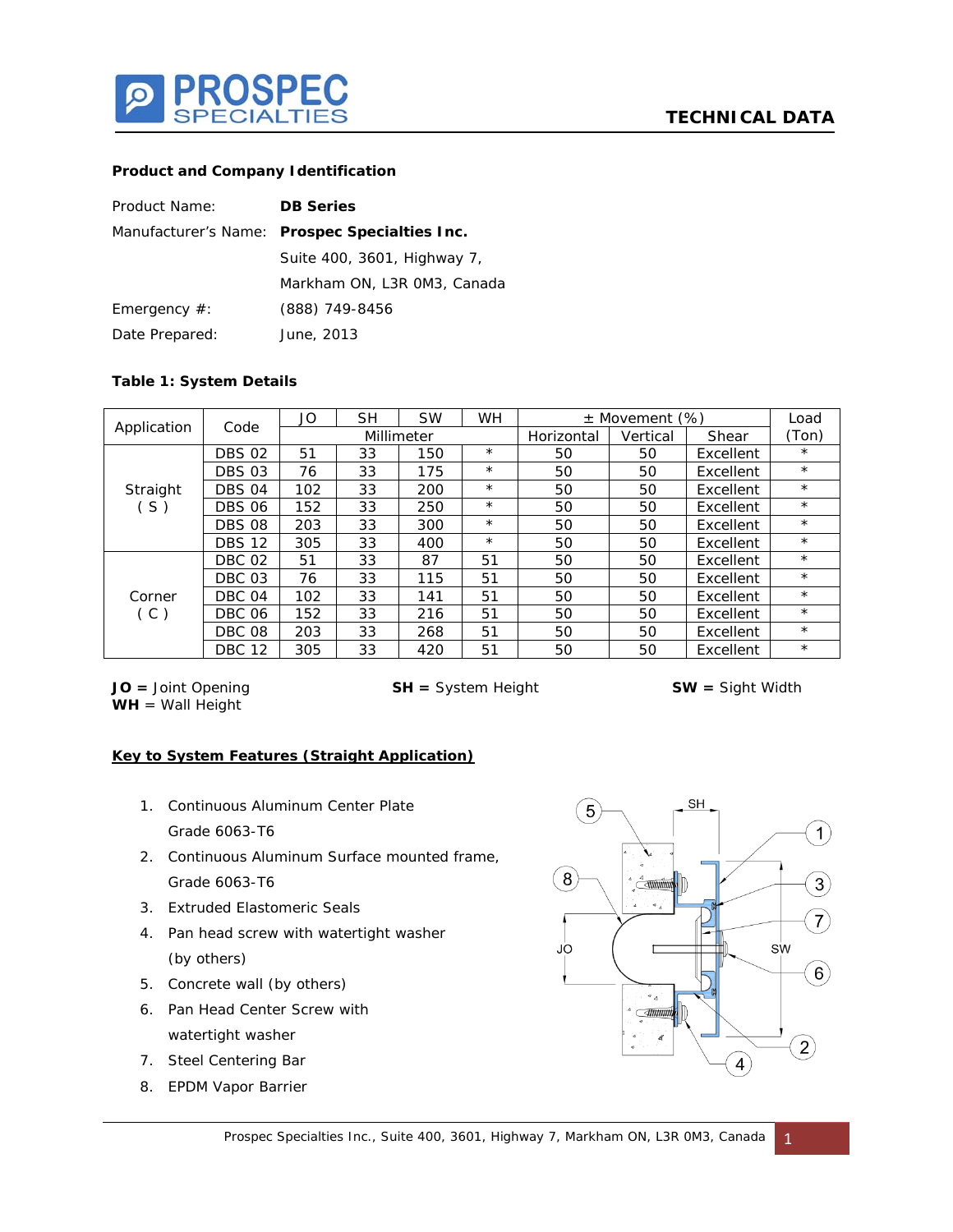## TECHNICAL DATA

### Product and Company Identification

| | |
|---|---|
| Product Name: | **DB Series** |
| Manufacturer's Name: | **Prospec Specialties Inc.** |
| | Suite 400, 3601, Highway 7, |
| | Markham ON, L3R 0M3, Canada |
| Emergency #: | (888) 749-8456 |
| Date Prepared: | June, 2013 |

### Table 1: System Details

| Application | Code | JO | SH | SW | WH | ± Movement (%) | | | Load |
|---|---|---|---|---|---|---|---|---|---|
| | | Millimeter | | | | Horizontal | Vertical | Shear | (Ton) |
| Straight ( S ) | DBS 02 | 51 | 33 | 150 | * | 50 | 50 | Excellent | * |
| | DBS 03 | 76 | 33 | 175 | * | 50 | 50 | Excellent | * |
| | DBS 04 | 102 | 33 | 200 | * | 50 | 50 | Excellent | * |
| | DBS 06 | 152 | 33 | 250 | * | 50 | 50 | Excellent | * |
| | DBS 08 | 203 | 33 | 300 | * | 50 | 50 | Excellent | * |
| | DBS 12 | 305 | 33 | 400 | * | 50 | 50 | Excellent | * |
| Corner ( C ) | DBC 02 | 51 | 33 | 87 | 51 | 50 | 50 | Excellent | * |
| | DBC 03 | 76 | 33 | 115 | 51 | 50 | 50 | Excellent | * |
| | DBC 04 | 102 | 33 | 141 | 51 | 50 | 50 | Excellent | * |
| | DBC 06 | 152 | 33 | 216 | 51 | 50 | 50 | Excellent | * |
| | DBC 08 | 203 | 33 | 268 | 51 | 50 | 50 | Excellent | * |
| | DBC 12 | 305 | 33 | 420 | 51 | 50 | 50 | Excellent | * |

**JO =** Joint Opening
**SH =** System Height
**SW =** Sight Width
**WH** = Wall Height

### Key to System Features (Straight Application)

1. Continuous Aluminum Center Plate Grade 6063-T6
2. Continuous Aluminum Surface mounted frame, Grade 6063-T6
3. Extruded Elastomeric Seals
4. Pan head screw with watertight washer (by others)
5. Concrete wall (by others)
6. Pan Head Center Screw with watertight washer
7. Steel Centering Bar
8. EPDM Vapor Barrier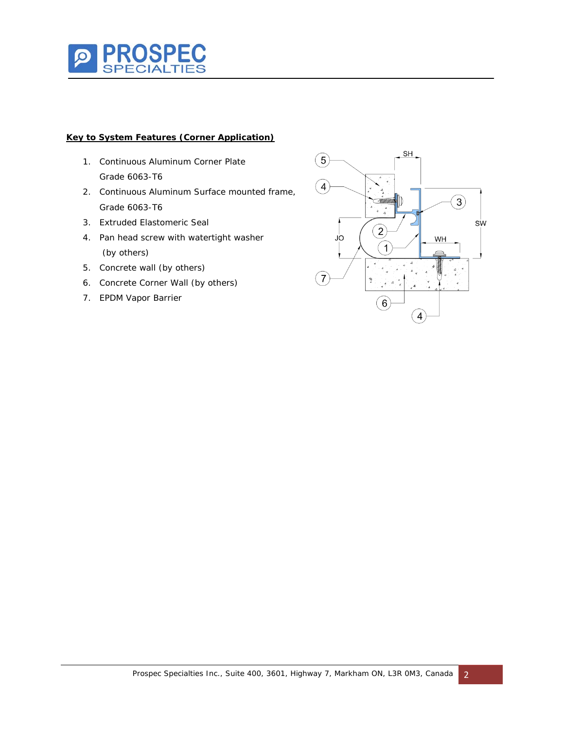## Key to System Features (Corner Application)

1. Continuous Aluminum Corner Plate
   Grade 6063-T6
2. Continuous Aluminum Surface mounted frame,
   Grade 6063-T6
3. Extruded Elastomeric Seal
4. Pan head screw with watertight washer
   (by others)
5. Concrete wall (by others)
6. Concrete Corner Wall (by others)
7. EPDM Vapor Barrier

SH
SW
JO
WH
5
4
3
2
1
7
6
4